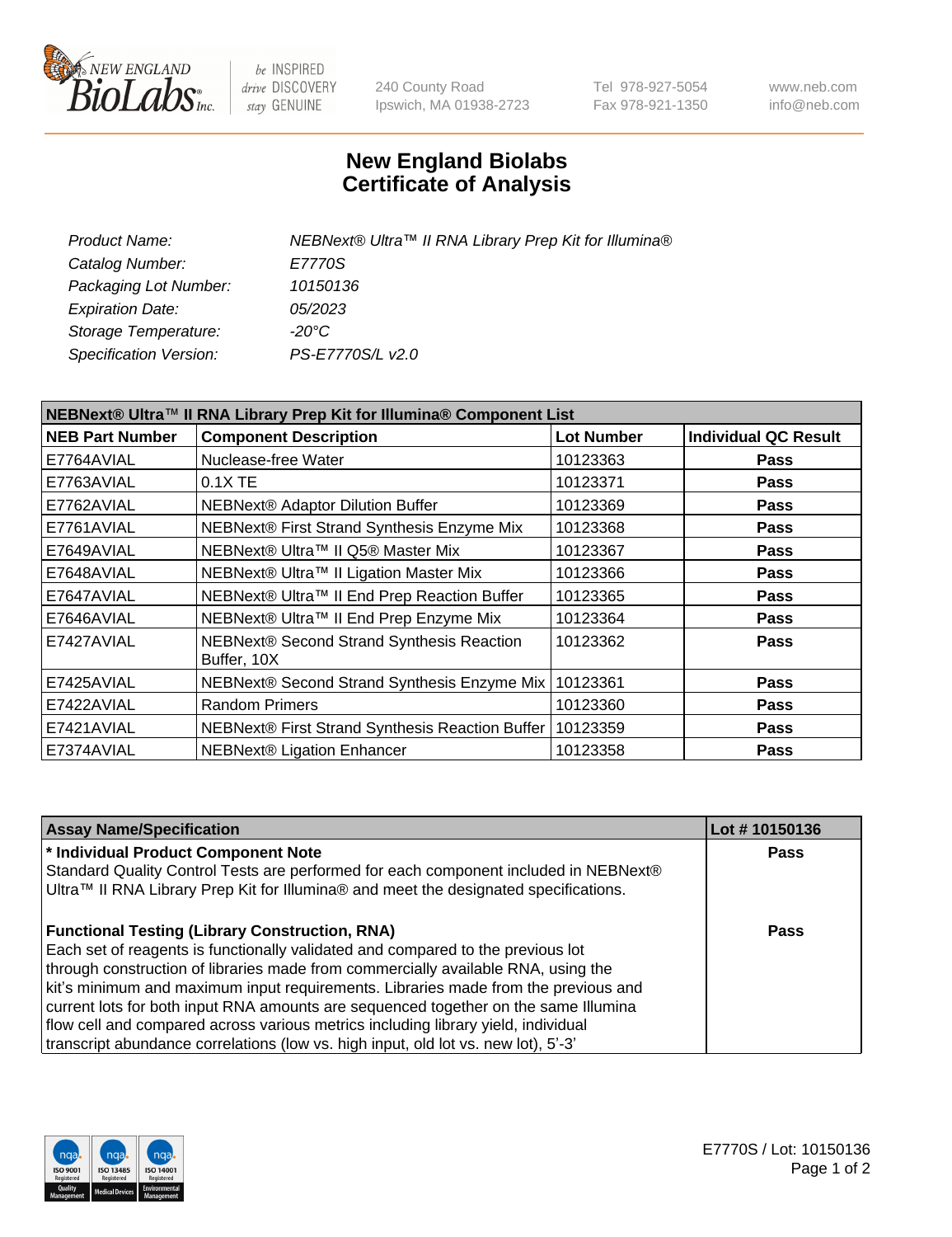240 County Road
Ipswich, MA 01938-2723

Tel 978-927-5054
Fax 978-921-1350

www.neb.com
info@neb.com

# New England Biolabs
# Certificate of Analysis

| | |
|---|---|
| *Product Name:* | *NEBNext® Ultra™ II RNA Library Prep Kit for Illumina®* |
| *Catalog Number:* | *E7770S* |
| *Packaging Lot Number:* | *10150136* |
| *Expiration Date:* | *05/2023* |
| *Storage Temperature:* | *-20°C* |
| *Specification Version:* | *PS-E7770S/L v2.0* |

**NEBNext® Ultra™ II RNA Library Prep Kit for Illumina® Component List**

| NEB Part Number | Component Description | Lot Number | Individual QC Result |
|---|---|---|---|
| E7764AVIAL | Nuclease-free Water | 10123363 | Pass |
| E7763AVIAL | 0.1X TE | 10123371 | Pass |
| E7762AVIAL | NEBNext® Adaptor Dilution Buffer | 10123369 | Pass |
| E7761AVIAL | NEBNext® First Strand Synthesis Enzyme Mix | 10123368 | Pass |
| E7649AVIAL | NEBNext® Ultra™ II Q5® Master Mix | 10123367 | Pass |
| E7648AVIAL | NEBNext® Ultra™ II Ligation Master Mix | 10123366 | Pass |
| E7647AVIAL | NEBNext® Ultra™ II End Prep Reaction Buffer | 10123365 | Pass |
| E7646AVIAL | NEBNext® Ultra™ II End Prep Enzyme Mix | 10123364 | Pass |
| E7427AVIAL | NEBNext® Second Strand Synthesis Reaction Buffer, 10X | 10123362 | Pass |
| E7425AVIAL | NEBNext® Second Strand Synthesis Enzyme Mix | 10123361 | Pass |
| E7422AVIAL | Random Primers | 10123360 | Pass |
| E7421AVIAL | NEBNext® First Strand Synthesis Reaction Buffer | 10123359 | Pass |
| E7374AVIAL | NEBNext® Ligation Enhancer | 10123358 | Pass |

| Assay Name/Specification | Lot # 10150136 |
|---|---|
| **\* Individual Product Component Note**<br>Standard Quality Control Tests are performed for each component included in NEBNext® Ultra™ II RNA Library Prep Kit for Illumina® and meet the designated specifications. | Pass |
| **Functional Testing (Library Construction, RNA)**<br>Each set of reagents is functionally validated and compared to the previous lot through construction of libraries made from commercially available RNA, using the kit's minimum and maximum input requirements. Libraries made from the previous and current lots for both input RNA amounts are sequenced together on the same Illumina flow cell and compared across various metrics including library yield, individual transcript abundance correlations (low vs. high input, old lot vs. new lot), 5'-3' | Pass |

E7770S / Lot: 10150136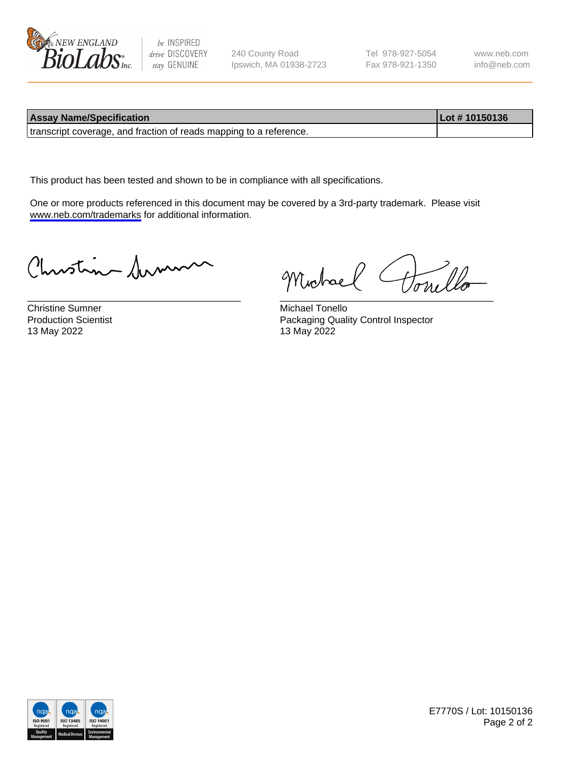| Assay Name/Specification | Lot # 10150136 |
|---|---|
| transcript coverage, and fraction of reads mapping to a reference. | |

This product has been tested and shown to be in compliance with all specifications.

One or more products referenced in this document may be covered by a 3rd-party trademark. Please visit www.neb.com/trademarks for additional information.

Christine Sumner
Production Scientist
13 May 2022

Michael Tonello
Packaging Quality Control Inspector
13 May 2022

E7770S / Lot: 10150136